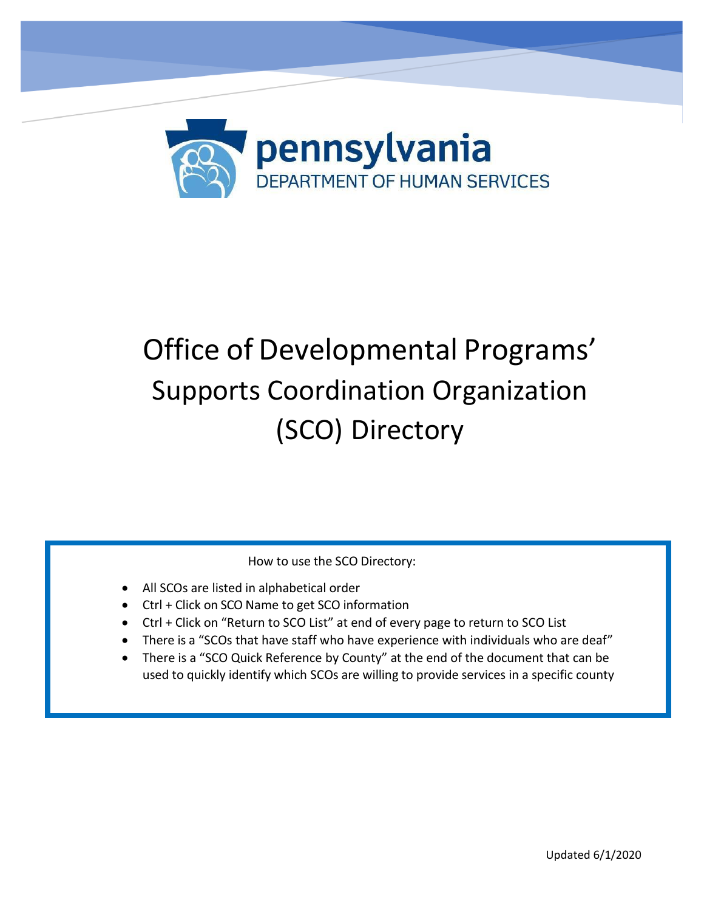pennsylvania
DEPARTMENT OF HUMAN SERVICES

# Office of Developmental Programs' Supports Coordination Organization (SCO) Directory

How to use the SCO Directory:

- All SCOs are listed in alphabetical order
- Ctrl + Click on SCO Name to get SCO information
- Ctrl + Click on "Return to SCO List" at end of every page to return to SCO List
- There is a "SCOs that have staff who have experience with individuals who are deaf"
- There is a "SCO Quick Reference by County" at the end of the document that can be used to quickly identify which SCOs are willing to provide services in a specific county

Updated 6/1/2020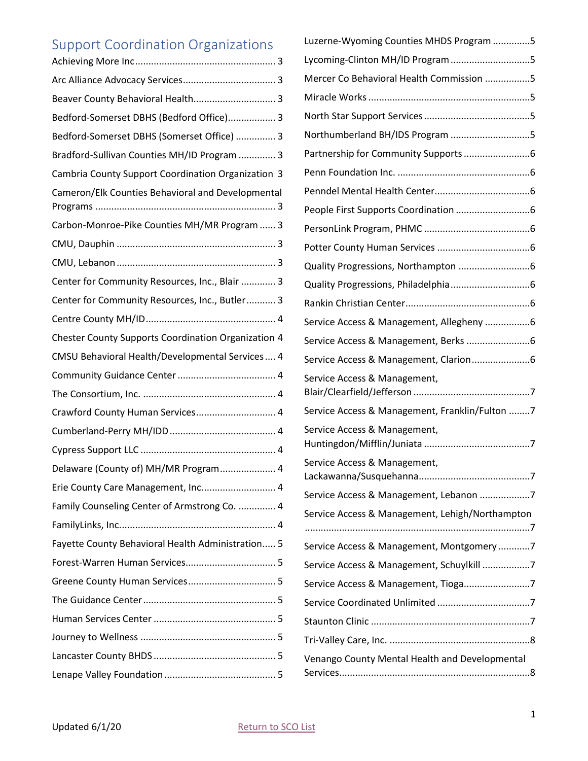## Support Coordination Organizations

- Achieving More Inc ... 3
- Arc Alliance Advocacy Services ... 3
- Beaver County Behavioral Health ... 3
- Bedford-Somerset DBHS (Bedford Office) ... 3
- Bedford-Somerset DBHS (Somerset Office) ... 3
- Bradford-Sullivan Counties MH/ID Program ... 3
- Cambria County Support Coordination Organization 3
- Cameron/Elk Counties Behavioral and Developmental Programs ... 3
- Carbon-Monroe-Pike Counties MH/MR Program ... 3
- CMU, Dauphin ... 3
- CMU, Lebanon ... 3
- Center for Community Resources, Inc., Blair ... 3
- Center for Community Resources, Inc., Butler ... 3
- Centre County MH/ID ... 4
- Chester County Supports Coordination Organization 4
- CMSU Behavioral Health/Developmental Services ... 4
- Community Guidance Center ... 4
- The Consortium, Inc. ... 4
- Crawford County Human Services ... 4
- Cumberland-Perry MH/IDD ... 4
- Cypress Support LLC ... 4
- Delaware (County of) MH/MR Program ... 4
- Erie County Care Management, Inc. ... 4
- Family Counseling Center of Armstrong Co. ... 4
- FamilyLinks, Inc. ... 4
- Fayette County Behavioral Health Administration ... 5
- Forest-Warren Human Services ... 5
- Greene County Human Services ... 5
- The Guidance Center ... 5
- Human Services Center ... 5
- Journey to Wellness ... 5
- Lancaster County BHDS ... 5
- Lenape Valley Foundation ... 5
- Luzerne-Wyoming Counties MHDS Program ... 5
- Lycoming-Clinton MH/ID Program ... 5
- Mercer Co Behavioral Health Commission ... 5
- Miracle Works ... 5
- North Star Support Services ... 5
- Northumberland BH/IDS Program ... 5
- Partnership for Community Supports ... 6
- Penn Foundation Inc. ... 6
- Penndel Mental Health Center ... 6
- People First Supports Coordination ... 6
- PersonLink Program, PHMC ... 6
- Potter County Human Services ... 6
- Quality Progressions, Northampton ... 6
- Quality Progressions, Philadelphia ... 6
- Rankin Christian Center ... 6
- Service Access & Management, Allegheny ... 6
- Service Access & Management, Berks ... 6
- Service Access & Management, Clarion ... 6
- Service Access & Management, Blair/Clearfield/Jefferson ... 7
- Service Access & Management, Franklin/Fulton ... 7
- Service Access & Management, Huntingdon/Mifflin/Juniata ... 7
- Service Access & Management, Lackawanna/Susquehanna ... 7
- Service Access & Management, Lebanon ... 7
- Service Access & Management, Lehigh/Northampton ... 7
- Service Access & Management, Montgomery ... 7
- Service Access & Management, Schuylkill ... 7
- Service Access & Management, Tioga ... 7
- Service Coordinated Unlimited ... 7
- Staunton Clinic ... 7
- Tri-Valley Care, Inc. ... 8
- Venango County Mental Health and Developmental Services ... 8

Updated 6/1/20

Return to SCO List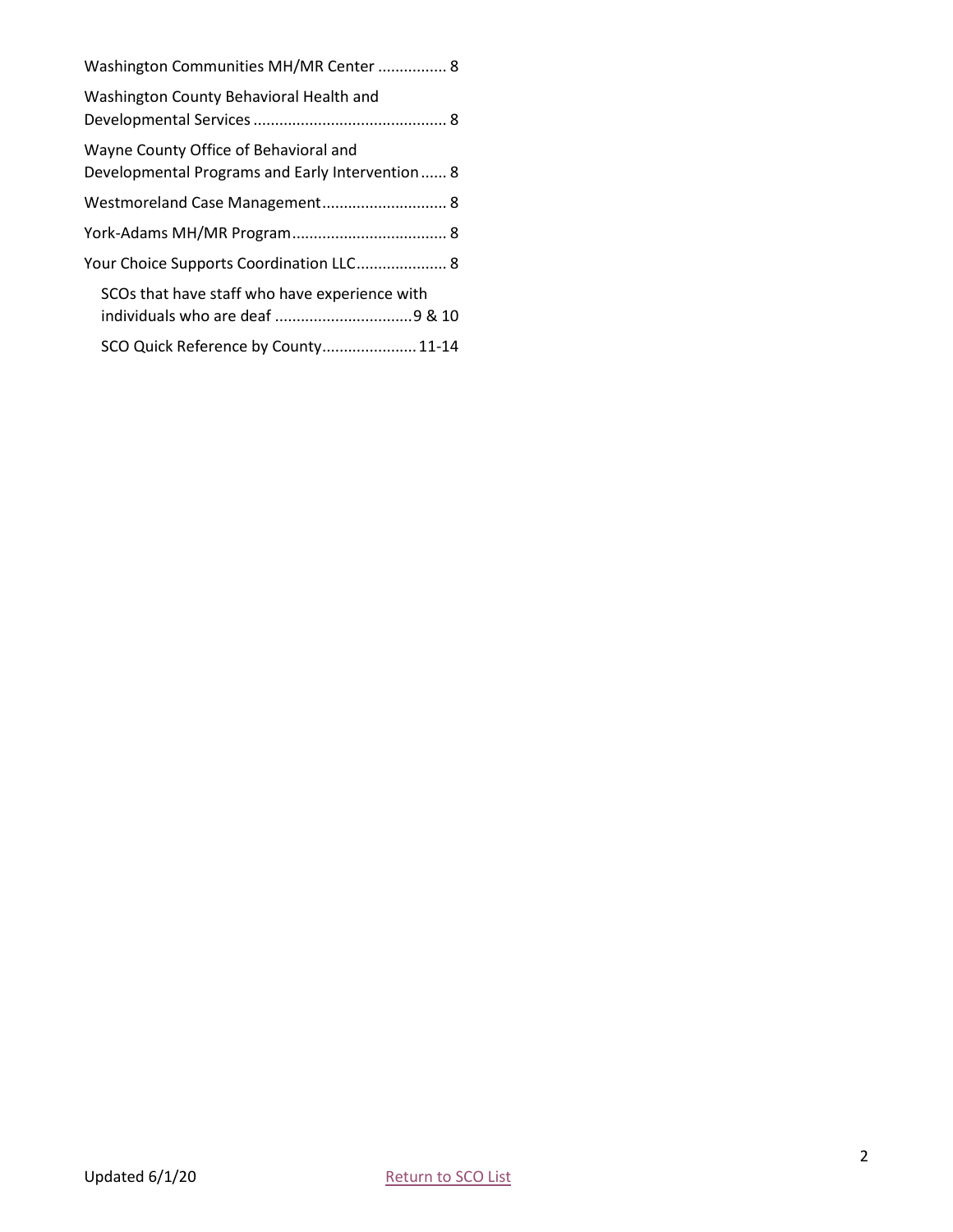Washington Communities MH/MR Center ................ 8

Washington County Behavioral Health and Developmental Services ............................................ 8

Wayne County Office of Behavioral and Developmental Programs and Early Intervention ...... 8

Westmoreland Case Management ............................ 8

York-Adams MH/MR Program ................................... 8

Your Choice Supports Coordination LLC .................... 8

SCOs that have staff who have experience with individuals who are deaf ................................ 9 & 10

SCO Quick Reference by County ...................... 11-14

Updated 6/1/20

Return to SCO List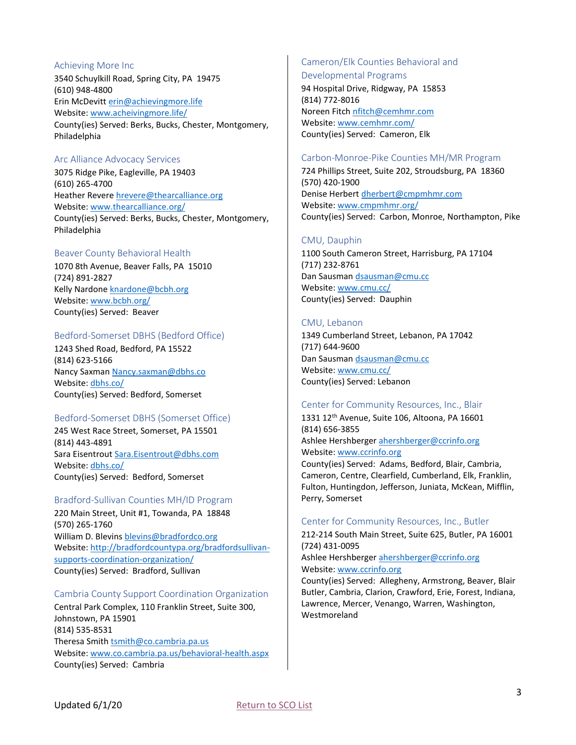### Achieving More Inc

3540 Schuylkill Road, Spring City, PA 19475
(610) 948-4800
Erin McDevitt erin@achievingmore.life
Website: www.acheivingmore.life/
County(ies) Served: Berks, Bucks, Chester, Montgomery, Philadelphia

### Arc Alliance Advocacy Services

3075 Ridge Pike, Eagleville, PA 19403
(610) 265-4700
Heather Revere hrevere@thearcalliance.org
Website: www.thearcalliance.org/
County(ies) Served: Berks, Bucks, Chester, Montgomery, Philadelphia

### Beaver County Behavioral Health

1070 8th Avenue, Beaver Falls, PA 15010
(724) 891-2827
Kelly Nardone knardone@bcbh.org
Website: www.bcbh.org/
County(ies) Served: Beaver

### Bedford-Somerset DBHS (Bedford Office)

1243 Shed Road, Bedford, PA 15522
(814) 623-5166
Nancy Saxman Nancy.saxman@dbhs.co
Website: dbhs.co/
County(ies) Served: Bedford, Somerset

### Bedford-Somerset DBHS (Somerset Office)

245 West Race Street, Somerset, PA 15501
(814) 443-4891
Sara Eisentrout Sara.Eisentrout@dbhs.com
Website: dbhs.co/
County(ies) Served: Bedford, Somerset

### Bradford-Sullivan Counties MH/ID Program

220 Main Street, Unit #1, Towanda, PA 18848
(570) 265-1760
William D. Blevins blevins@bradfordco.org
Website: http://bradfordcountypa.org/bradfordsullivan-supports-coordination-organization/
County(ies) Served: Bradford, Sullivan

### Cambria County Support Coordination Organization

Central Park Complex, 110 Franklin Street, Suite 300, Johnstown, PA 15901
(814) 535-8531
Theresa Smith tsmith@co.cambria.pa.us
Website: www.co.cambria.pa.us/behavioral-health.aspx
County(ies) Served: Cambria

### Cameron/Elk Counties Behavioral and Developmental Programs

94 Hospital Drive, Ridgway, PA 15853
(814) 772-8016
Noreen Fitch nfitch@cemhmr.com
Website: www.cemhmr.com/
County(ies) Served: Cameron, Elk

### Carbon-Monroe-Pike Counties MH/MR Program

724 Phillips Street, Suite 202, Stroudsburg, PA 18360
(570) 420-1900
Denise Herbert dherbert@cmpmhmr.com
Website: www.cmpmhmr.org/
County(ies) Served: Carbon, Monroe, Northampton, Pike

### CMU, Dauphin

1100 South Cameron Street, Harrisburg, PA 17104
(717) 232-8761
Dan Sausman dsausman@cmu.cc
Website: www.cmu.cc/
County(ies) Served: Dauphin

### CMU, Lebanon

1349 Cumberland Street, Lebanon, PA 17042
(717) 644-9600
Dan Sausman dsausman@cmu.cc
Website: www.cmu.cc/
County(ies) Served: Lebanon

### Center for Community Resources, Inc., Blair

1331 12th Avenue, Suite 106, Altoona, PA 16601
(814) 656-3855
Ashlee Hershberger ahershberger@ccrinfo.org
Website: www.ccrinfo.org
County(ies) Served: Adams, Bedford, Blair, Cambria, Cameron, Centre, Clearfield, Cumberland, Elk, Franklin, Fulton, Huntingdon, Jefferson, Juniata, McKean, Mifflin, Perry, Somerset

### Center for Community Resources, Inc., Butler

212-214 South Main Street, Suite 625, Butler, PA 16001
(724) 431-0095
Ashlee Hershberger ahershberger@ccrinfo.org
Website: www.ccrinfo.org
County(ies) Served: Allegheny, Armstrong, Beaver, Blair Butler, Cambria, Clarion, Crawford, Erie, Forest, Indiana, Lawrence, Mercer, Venango, Warren, Washington, Westmoreland

Updated 6/1/20 Return to SCO List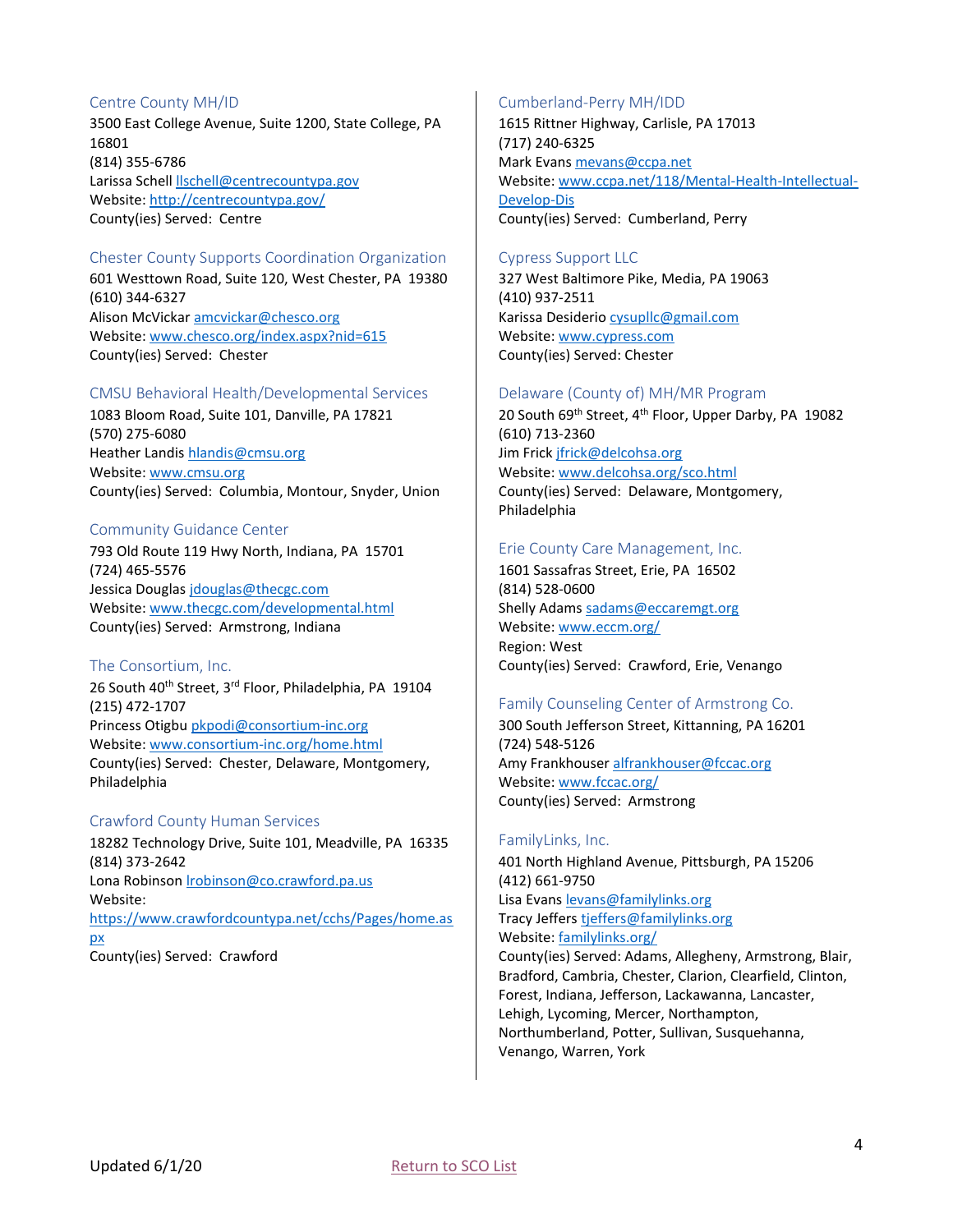### Centre County MH/ID

3500 East College Avenue, Suite 1200, State College, PA 16801
(814) 355-6786
Larissa Schell llschell@centrecountypa.gov
Website: http://centrecountypa.gov/
County(ies) Served: Centre

### Chester County Supports Coordination Organization

601 Westtown Road, Suite 120, West Chester, PA 19380
(610) 344-6327
Alison McVickar amcvickar@chesco.org
Website: www.chesco.org/index.aspx?nid=615
County(ies) Served: Chester

### CMSU Behavioral Health/Developmental Services

1083 Bloom Road, Suite 101, Danville, PA 17821
(570) 275-6080
Heather Landis hlandis@cmsu.org
Website: www.cmsu.org
County(ies) Served: Columbia, Montour, Snyder, Union

### Community Guidance Center

793 Old Route 119 Hwy North, Indiana, PA 15701
(724) 465-5576
Jessica Douglas jdouglas@thecgc.com
Website: www.thecgc.com/developmental.html
County(ies) Served: Armstrong, Indiana

### The Consortium, Inc.

26 South 40th Street, 3rd Floor, Philadelphia, PA 19104
(215) 472-1707
Princess Otigbu pkpodi@consortium-inc.org
Website: www.consortium-inc.org/home.html
County(ies) Served: Chester, Delaware, Montgomery, Philadelphia

### Crawford County Human Services

18282 Technology Drive, Suite 101, Meadville, PA 16335
(814) 373-2642
Lona Robinson lrobinson@co.crawford.pa.us
Website: https://www.crawfordcountypa.net/cchs/Pages/home.aspx
County(ies) Served: Crawford

### Cumberland-Perry MH/IDD

1615 Rittner Highway, Carlisle, PA 17013
(717) 240-6325
Mark Evans mevans@ccpa.net
Website: www.ccpa.net/118/Mental-Health-Intellectual-Develop-Dis
County(ies) Served: Cumberland, Perry

### Cypress Support LLC

327 West Baltimore Pike, Media, PA 19063
(410) 937-2511
Karissa Desiderio cysupllc@gmail.com
Website: www.cypress.com
County(ies) Served: Chester

### Delaware (County of) MH/MR Program

20 South 69th Street, 4th Floor, Upper Darby, PA 19082
(610) 713-2360
Jim Frick jfrick@delcohsa.org
Website: www.delcohsa.org/sco.html
County(ies) Served: Delaware, Montgomery, Philadelphia

### Erie County Care Management, Inc.

1601 Sassafras Street, Erie, PA 16502
(814) 528-0600
Shelly Adams sadams@eccaremgt.org
Website: www.eccm.org/
Region: West
County(ies) Served: Crawford, Erie, Venango

### Family Counseling Center of Armstrong Co.

300 South Jefferson Street, Kittanning, PA 16201
(724) 548-5126
Amy Frankhouser alfrankhouser@fccac.org
Website: www.fccac.org/
County(ies) Served: Armstrong

### FamilyLinks, Inc.

401 North Highland Avenue, Pittsburgh, PA 15206
(412) 661-9750
Lisa Evans levans@familylinks.org
Tracy Jeffers tjeffers@familylinks.org
Website: familylinks.org/
County(ies) Served: Adams, Allegheny, Armstrong, Blair, Bradford, Cambria, Chester, Clarion, Clearfield, Clinton, Forest, Indiana, Jefferson, Lackawanna, Lancaster, Lehigh, Lycoming, Mercer, Northampton, Northumberland, Potter, Sullivan, Susquehanna, Venango, Warren, York

Updated 6/1/20 Return to SCO List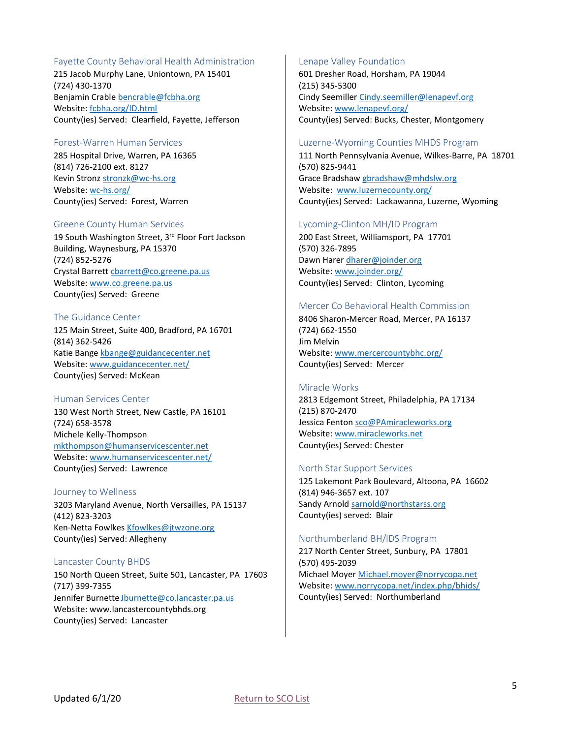### Fayette County Behavioral Health Administration

215 Jacob Murphy Lane, Uniontown, PA 15401
(724) 430-1370
Benjamin Crable bencrable@fcbha.org
Website: fcbha.org/ID.html
County(ies) Served: Clearfield, Fayette, Jefferson

### Forest-Warren Human Services

285 Hospital Drive, Warren, PA 16365
(814) 726-2100 ext. 8127
Kevin Stronz stronzk@wc-hs.org
Website: wc-hs.org/
County(ies) Served: Forest, Warren

### Greene County Human Services

19 South Washington Street, 3rd Floor Fort Jackson Building, Waynesburg, PA 15370
(724) 852-5276
Crystal Barrett cbarrett@co.greene.pa.us
Website: www.co.greene.pa.us
County(ies) Served: Greene

### The Guidance Center

125 Main Street, Suite 400, Bradford, PA 16701
(814) 362-5426
Katie Bange kbange@guidancecenter.net
Website: www.guidancecenter.net/
County(ies) Served: McKean

### Human Services Center

130 West North Street, New Castle, PA 16101
(724) 658-3578
Michele Kelly-Thompson
mkthompson@humanservicescenter.net
Website: www.humanservicescenter.net/
County(ies) Served: Lawrence

### Journey to Wellness

3203 Maryland Avenue, North Versailles, PA 15137
(412) 823-3203
Ken-Netta Fowlkes Kfowlkes@jtwzone.org
County(ies) Served: Allegheny

### Lancaster County BHDS

150 North Queen Street, Suite 501, Lancaster, PA 17603
(717) 399-7355
Jennifer Burnette Jburnette@co.lancaster.pa.us
Website: www.lancastercountybhds.org
County(ies) Served: Lancaster

### Lenape Valley Foundation

601 Dresher Road, Horsham, PA 19044
(215) 345-5300
Cindy Seemiller Cindy.seemiller@lenapevf.org
Website: www.lenapevf.org/
County(ies) Served: Bucks, Chester, Montgomery

### Luzerne-Wyoming Counties MHDS Program

111 North Pennsylvania Avenue, Wilkes-Barre, PA 18701
(570) 825-9441
Grace Bradshaw gbradshaw@mhdslw.org
Website: www.luzernecounty.org/
County(ies) Served: Lackawanna, Luzerne, Wyoming

### Lycoming-Clinton MH/ID Program

200 East Street, Williamsport, PA 17701
(570) 326-7895
Dawn Harer dharer@joinder.org
Website: www.joinder.org/
County(ies) Served: Clinton, Lycoming

### Mercer Co Behavioral Health Commission

8406 Sharon-Mercer Road, Mercer, PA 16137
(724) 662-1550
Jim Melvin
Website: www.mercercountybhc.org/
County(ies) Served: Mercer

### Miracle Works

2813 Edgemont Street, Philadelphia, PA 17134
(215) 870-2470
Jessica Fenton sco@PAmiracleworks.org
Website: www.miracleworks.net
County(ies) Served: Chester

### North Star Support Services

125 Lakemont Park Boulevard, Altoona, PA 16602
(814) 946-3657 ext. 107
Sandy Arnold sarnold@northstarss.org
County(ies) served: Blair

### Northumberland BH/IDS Program

217 North Center Street, Sunbury, PA 17801
(570) 495-2039
Michael Moyer Michael.moyer@norrycopa.net
Website: www.norrycopa.net/index.php/bhids/
County(ies) Served: Northumberland

Updated 6/1/20

Return to SCO List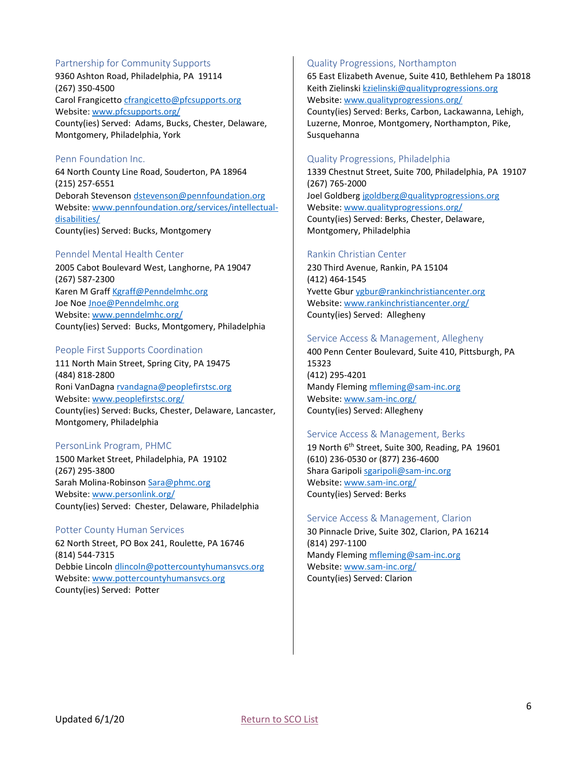### Partnership for Community Supports

9360 Ashton Road, Philadelphia, PA 19114
(267) 350-4500
Carol Frangicetto cfrangicetto@pfcsupports.org
Website: www.pfcsupports.org/
County(ies) Served: Adams, Bucks, Chester, Delaware, Montgomery, Philadelphia, York

### Penn Foundation Inc.

64 North County Line Road, Souderton, PA 18964
(215) 257-6551
Deborah Stevenson dstevenson@pennfoundation.org
Website: www.pennfoundation.org/services/intellectual-disabilities/
County(ies) Served: Bucks, Montgomery

### Penndel Mental Health Center

2005 Cabot Boulevard West, Langhorne, PA 19047
(267) 587-2300
Karen M Graff Kgraff@Penndelmhc.org
Joe Noe Jnoe@Penndelmhc.org
Website: www.penndelmhc.org/
County(ies) Served: Bucks, Montgomery, Philadelphia

### People First Supports Coordination

111 North Main Street, Spring City, PA 19475
(484) 818-2800
Roni VanDagna rvandagna@peoplefirstsc.org
Website: www.peoplefirstsc.org/
County(ies) Served: Bucks, Chester, Delaware, Lancaster, Montgomery, Philadelphia

### PersonLink Program, PHMC

1500 Market Street, Philadelphia, PA 19102
(267) 295-3800
Sarah Molina-Robinson Sara@phmc.org
Website: www.personlink.org/
County(ies) Served: Chester, Delaware, Philadelphia

### Potter County Human Services

62 North Street, PO Box 241, Roulette, PA 16746
(814) 544-7315
Debbie Lincoln dlincoln@pottercountyhumansvcs.org
Website: www.pottercountyhumansvcs.org
County(ies) Served: Potter

### Quality Progressions, Northampton

65 East Elizabeth Avenue, Suite 410, Bethlehem Pa 18018
Keith Zielinski kzielinski@qualityprogressions.org
Website: www.qualityprogressions.org/
County(ies) Served: Berks, Carbon, Lackawanna, Lehigh, Luzerne, Monroe, Montgomery, Northampton, Pike, Susquehanna

### Quality Progressions, Philadelphia

1339 Chestnut Street, Suite 700, Philadelphia, PA 19107
(267) 765-2000
Joel Goldberg jgoldberg@qualityprogressions.org
Website: www.qualityprogressions.org/
County(ies) Served: Berks, Chester, Delaware, Montgomery, Philadelphia

### Rankin Christian Center

230 Third Avenue, Rankin, PA 15104
(412) 464-1545
Yvette Gbur ygbur@rankinchristiancenter.org
Website: www.rankinchristiancenter.org/
County(ies) Served: Allegheny

### Service Access & Management, Allegheny

400 Penn Center Boulevard, Suite 410, Pittsburgh, PA 15323
(412) 295-4201
Mandy Fleming mfleming@sam-inc.org
Website: www.sam-inc.org/
County(ies) Served: Allegheny

### Service Access & Management, Berks

19 North 6th Street, Suite 300, Reading, PA 19601
(610) 236-0530 or (877) 236-4600
Shara Garipoli sgaripoli@sam-inc.org
Website: www.sam-inc.org/
County(ies) Served: Berks

### Service Access & Management, Clarion

30 Pinnacle Drive, Suite 302, Clarion, PA 16214
(814) 297-1100
Mandy Fleming mfleming@sam-inc.org
Website: www.sam-inc.org/
County(ies) Served: Clarion

Updated 6/1/20 Return to SCO List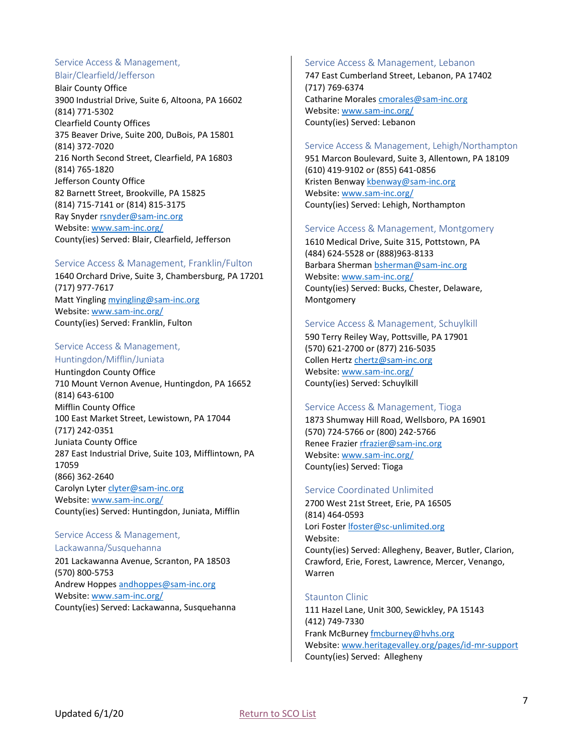### Service Access & Management, Blair/Clearfield/Jefferson

Blair County Office
3900 Industrial Drive, Suite 6, Altoona, PA 16602
(814) 771-5302
Clearfield County Offices
375 Beaver Drive, Suite 200, DuBois, PA 15801
(814) 372-7020
216 North Second Street, Clearfield, PA 16803
(814) 765-1820
Jefferson County Office
82 Barnett Street, Brookville, PA 15825
(814) 715-7141 or (814) 815-3175
Ray Snyder rsnyder@sam-inc.org
Website: www.sam-inc.org/
County(ies) Served: Blair, Clearfield, Jefferson

### Service Access & Management, Franklin/Fulton

1640 Orchard Drive, Suite 3, Chambersburg, PA 17201
(717) 977-7617
Matt Yingling myingling@sam-inc.org
Website: www.sam-inc.org/
County(ies) Served: Franklin, Fulton

### Service Access & Management, Huntingdon/Mifflin/Juniata

Huntingdon County Office
710 Mount Vernon Avenue, Huntingdon, PA 16652
(814) 643-6100
Mifflin County Office
100 East Market Street, Lewistown, PA 17044
(717) 242-0351
Juniata County Office
287 East Industrial Drive, Suite 103, Mifflintown, PA 17059
(866) 362-2640
Carolyn Lyter clyter@sam-inc.org
Website: www.sam-inc.org/
County(ies) Served: Huntingdon, Juniata, Mifflin

### Service Access & Management, Lackawanna/Susquehanna

201 Lackawanna Avenue, Scranton, PA 18503
(570) 800-5753
Andrew Hoppes andhoppes@sam-inc.org
Website: www.sam-inc.org/
County(ies) Served: Lackawanna, Susquehanna

### Service Access & Management, Lebanon

747 East Cumberland Street, Lebanon, PA 17402
(717) 769-6374
Catharine Morales cmorales@sam-inc.org
Website: www.sam-inc.org/
County(ies) Served: Lebanon

### Service Access & Management, Lehigh/Northampton

951 Marcon Boulevard, Suite 3, Allentown, PA 18109
(610) 419-9102 or (855) 641-0856
Kristen Benway kbenway@sam-inc.org
Website: www.sam-inc.org/
County(ies) Served: Lehigh, Northampton

### Service Access & Management, Montgomery

1610 Medical Drive, Suite 315, Pottstown, PA
(484) 624-5528 or (888)963-8133
Barbara Sherman bsherman@sam-inc.org
Website: www.sam-inc.org/
County(ies) Served: Bucks, Chester, Delaware, Montgomery

### Service Access & Management, Schuylkill

590 Terry Reiley Way, Pottsville, PA 17901
(570) 621-2700 or (877) 216-5035
Collen Hertz chertz@sam-inc.org
Website: www.sam-inc.org/
County(ies) Served: Schuylkill

### Service Access & Management, Tioga

1873 Shumway Hill Road, Wellsboro, PA 16901
(570) 724-5766 or (800) 242-5766
Renee Frazier rfrazier@sam-inc.org
Website: www.sam-inc.org/
County(ies) Served: Tioga

### Service Coordinated Unlimited

2700 West 21st Street, Erie, PA 16505
(814) 464-0593
Lori Foster lfoster@sc-unlimited.org
Website:
County(ies) Served: Allegheny, Beaver, Butler, Clarion, Crawford, Erie, Forest, Lawrence, Mercer, Venango, Warren

### Staunton Clinic

111 Hazel Lane, Unit 300, Sewickley, PA 15143
(412) 749-7330
Frank McBurney fmcburney@hvhs.org
Website: www.heritagevalley.org/pages/id-mr-support
County(ies) Served: Allegheny

Updated 6/1/20

Return to SCO List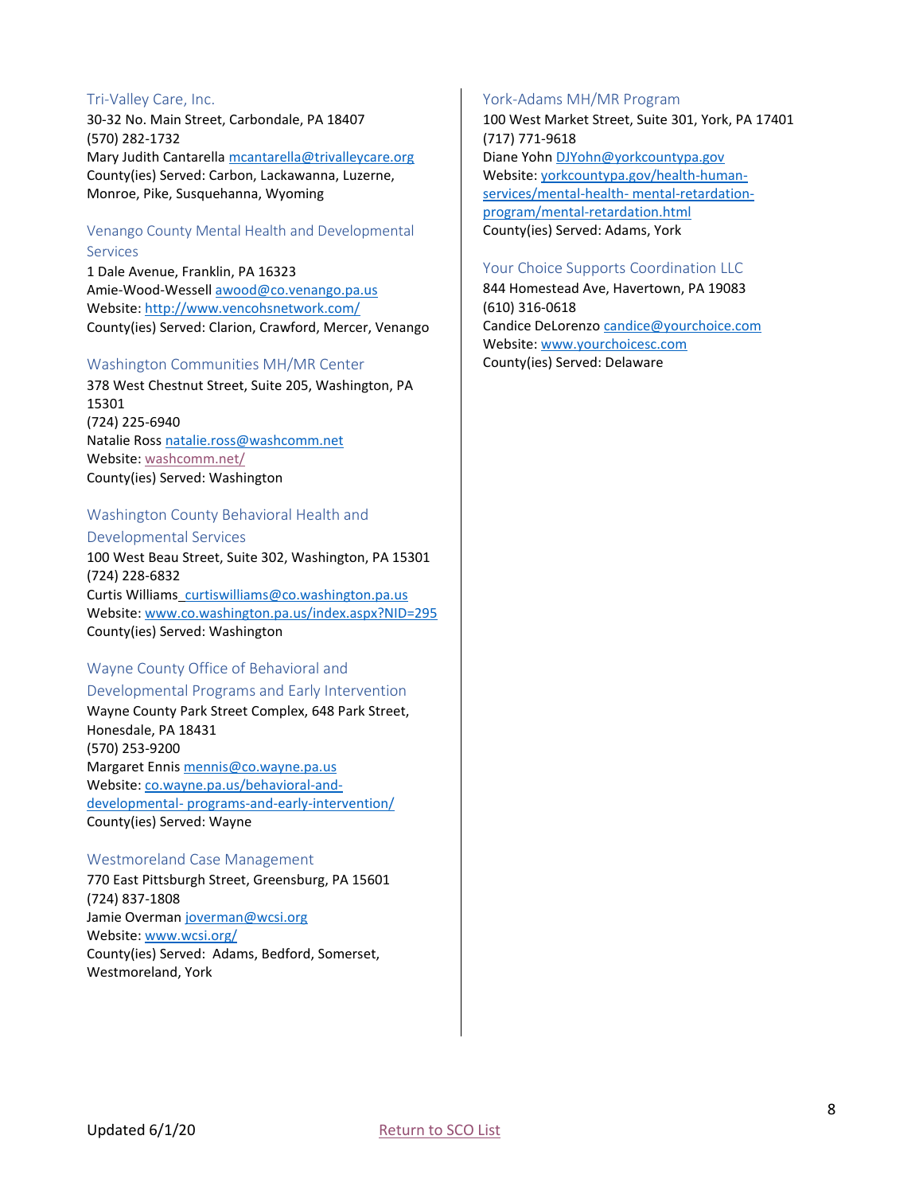### Tri-Valley Care, Inc.

30-32 No. Main Street, Carbondale, PA 18407
(570) 282-1732
Mary Judith Cantarella mcantarella@trivalleycare.org
County(ies) Served: Carbon, Lackawanna, Luzerne, Monroe, Pike, Susquehanna, Wyoming

### Venango County Mental Health and Developmental Services

1 Dale Avenue, Franklin, PA 16323
Amie-Wood-Wessell awood@co.venango.pa.us
Website: http://www.vencohsnetwork.com/
County(ies) Served: Clarion, Crawford, Mercer, Venango

### Washington Communities MH/MR Center

378 West Chestnut Street, Suite 205, Washington, PA 15301
(724) 225-6940
Natalie Ross natalie.ross@washcomm.net
Website: washcomm.net/
County(ies) Served: Washington

### Washington County Behavioral Health and Developmental Services

100 West Beau Street, Suite 302, Washington, PA 15301
(724) 228-6832
Curtis Williams curtiswilliams@co.washington.pa.us
Website: www.co.washington.pa.us/index.aspx?NID=295
County(ies) Served: Washington

### Wayne County Office of Behavioral and Developmental Programs and Early Intervention

Wayne County Park Street Complex, 648 Park Street, Honesdale, PA 18431
(570) 253-9200
Margaret Ennis mennis@co.wayne.pa.us
Website: co.wayne.pa.us/behavioral-and-developmental- programs-and-early-intervention/
County(ies) Served: Wayne

### Westmoreland Case Management

770 East Pittsburgh Street, Greensburg, PA 15601
(724) 837-1808
Jamie Overman joverman@wcsi.org
Website: www.wcsi.org/
County(ies) Served: Adams, Bedford, Somerset, Westmoreland, York

### York-Adams MH/MR Program

100 West Market Street, Suite 301, York, PA 17401
(717) 771-9618
Diane Yohn DJYohn@yorkcountypa.gov
Website: yorkcountypa.gov/health-human-services/mental-health- mental-retardation-program/mental-retardation.html
County(ies) Served: Adams, York

### Your Choice Supports Coordination LLC

844 Homestead Ave, Havertown, PA 19083
(610) 316-0618
Candice DeLorenzo candice@yourchoice.com
Website: www.yourchoicesc.com
County(ies) Served: Delaware

Updated 6/1/20 Return to SCO List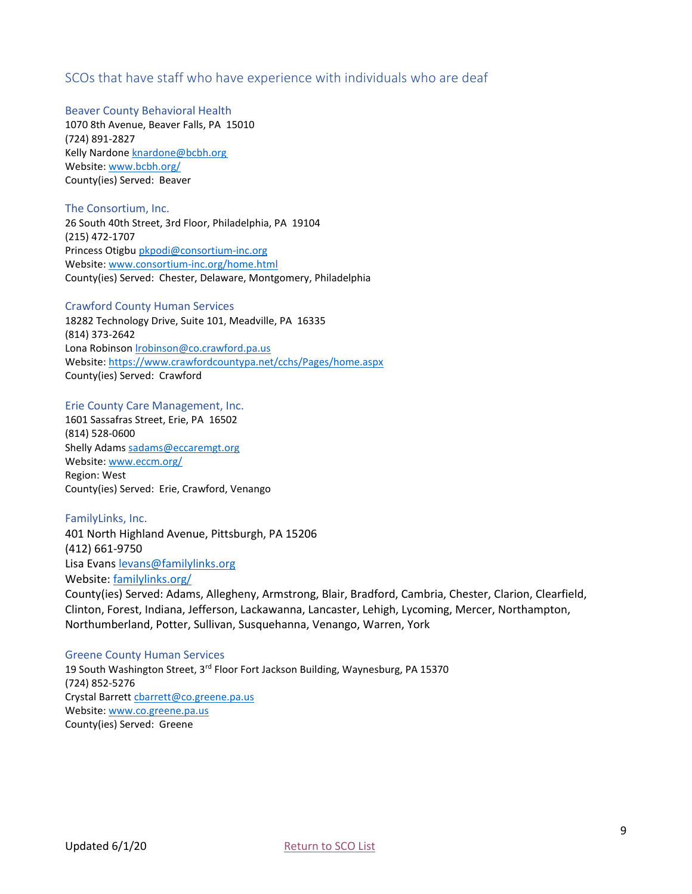## SCOs that have staff who have experience with individuals who are deaf

### Beaver County Behavioral Health

1070 8th Avenue, Beaver Falls, PA 15010
(724) 891-2827
Kelly Nardone knardone@bcbh.org
Website: www.bcbh.org/
County(ies) Served: Beaver

### The Consortium, Inc.

26 South 40th Street, 3rd Floor, Philadelphia, PA 19104
(215) 472-1707
Princess Otigbu pkpodi@consortium-inc.org
Website: www.consortium-inc.org/home.html
County(ies) Served: Chester, Delaware, Montgomery, Philadelphia

### Crawford County Human Services

18282 Technology Drive, Suite 101, Meadville, PA 16335
(814) 373-2642
Lona Robinson lrobinson@co.crawford.pa.us
Website: https://www.crawfordcountypa.net/cchs/Pages/home.aspx
County(ies) Served: Crawford

### Erie County Care Management, Inc.

1601 Sassafras Street, Erie, PA 16502
(814) 528-0600
Shelly Adams sadams@eccaremgt.org
Website: www.eccm.org/
Region: West
County(ies) Served: Erie, Crawford, Venango

### FamilyLinks, Inc.

401 North Highland Avenue, Pittsburgh, PA 15206
(412) 661-9750
Lisa Evans levans@familylinks.org
Website: familylinks.org/
County(ies) Served: Adams, Allegheny, Armstrong, Blair, Bradford, Cambria, Chester, Clarion, Clearfield, Clinton, Forest, Indiana, Jefferson, Lackawanna, Lancaster, Lehigh, Lycoming, Mercer, Northampton, Northumberland, Potter, Sullivan, Susquehanna, Venango, Warren, York

### Greene County Human Services

19 South Washington Street, 3rd Floor Fort Jackson Building, Waynesburg, PA 15370
(724) 852-5276
Crystal Barrett cbarrett@co.greene.pa.us
Website: www.co.greene.pa.us
County(ies) Served: Greene

Updated 6/1/20 Return to SCO List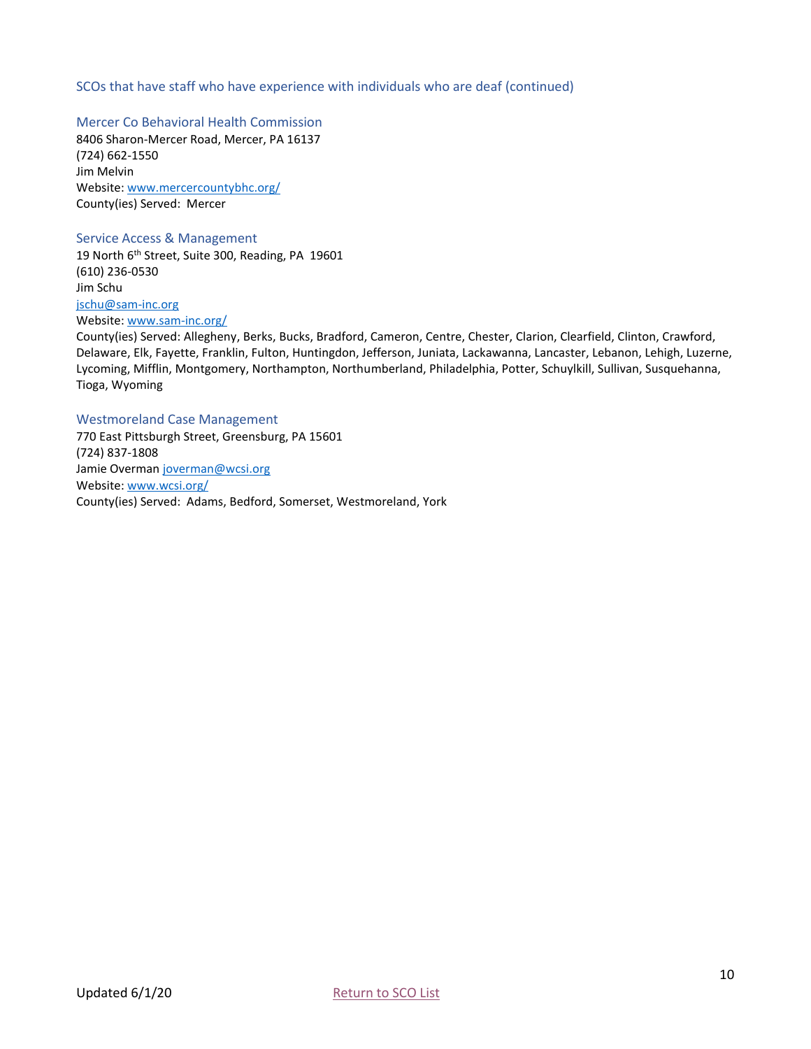## SCOs that have staff who have experience with individuals who are deaf (continued)

### Mercer Co Behavioral Health Commission

8406 Sharon-Mercer Road, Mercer, PA 16137
(724) 662-1550
Jim Melvin
Website: [www.mercercountybhc.org/](http://www.mercercountybhc.org/)
County(ies) Served: Mercer

### Service Access & Management

19 North 6th Street, Suite 300, Reading, PA 19601
(610) 236-0530
Jim Schu
[jschu@sam-inc.org](mailto:jschu@sam-inc.org)
Website: [www.sam-inc.org/](http://www.sam-inc.org/)
County(ies) Served: Allegheny, Berks, Bucks, Bradford, Cameron, Centre, Chester, Clarion, Clearfield, Clinton, Crawford, Delaware, Elk, Fayette, Franklin, Fulton, Huntingdon, Jefferson, Juniata, Lackawanna, Lancaster, Lebanon, Lehigh, Luzerne, Lycoming, Mifflin, Montgomery, Northampton, Northumberland, Philadelphia, Potter, Schuylkill, Sullivan, Susquehanna, Tioga, Wyoming

### Westmoreland Case Management

770 East Pittsburgh Street, Greensburg, PA 15601
(724) 837-1808
Jamie Overman [joverman@wcsi.org](mailto:joverman@wcsi.org)
Website: [www.wcsi.org/](http://www.wcsi.org/)
County(ies) Served: Adams, Bedford, Somerset, Westmoreland, York

Updated 6/1/20 Return to SCO List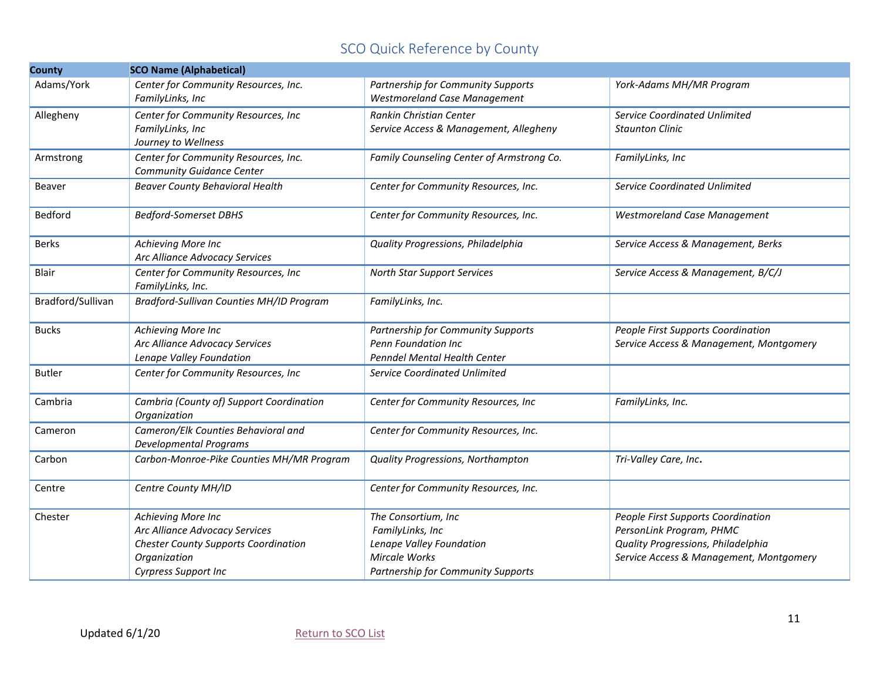# SCO Quick Reference by County

| County | SCO Name (Alphabetical) | | |
|---|---|---|---|
| Adams/York | *Center for Community Resources, Inc.*<br>*FamilyLinks, Inc* | *Partnership for Community Supports*<br>*Westmoreland Case Management* | *York-Adams MH/MR Program* |
| Allegheny | *Center for Community Resources, Inc*<br>*FamilyLinks, Inc*<br>*Journey to Wellness* | *Rankin Christian Center*<br>*Service Access & Management, Allegheny* | *Service Coordinated Unlimited*<br>*Staunton Clinic* |
| Armstrong | *Center for Community Resources, Inc.*<br>*Community Guidance Center* | *Family Counseling Center of Armstrong Co.* | *FamilyLinks, Inc* |
| Beaver | *Beaver County Behavioral Health* | *Center for Community Resources, Inc.* | *Service Coordinated Unlimited* |
| Bedford | *Bedford-Somerset DBHS* | *Center for Community Resources, Inc.* | *Westmoreland Case Management* |
| Berks | *Achieving More Inc*<br>*Arc Alliance Advocacy Services* | *Quality Progressions, Philadelphia* | *Service Access & Management, Berks* |
| Blair | *Center for Community Resources, Inc*<br>*FamilyLinks, Inc.* | *North Star Support Services* | *Service Access & Management, B/C/J* |
| Bradford/Sullivan | *Bradford-Sullivan Counties MH/ID Program* | *FamilyLinks, Inc.* | |
| Bucks | *Achieving More Inc*<br>*Arc Alliance Advocacy Services*<br>*Lenape Valley Foundation* | *Partnership for Community Supports*<br>*Penn Foundation Inc*<br>*Penndel Mental Health Center* | *People First Supports Coordination*<br>*Service Access & Management, Montgomery* |
| Butler | *Center for Community Resources, Inc* | *Service Coordinated Unlimited* | |
| Cambria | *Cambria (County of) Support Coordination Organization* | *Center for Community Resources, Inc* | *FamilyLinks, Inc.* |
| Cameron | *Cameron/Elk Counties Behavioral and Developmental Programs* | *Center for Community Resources, Inc.* | |
| Carbon | *Carbon-Monroe-Pike Counties MH/MR Program* | *Quality Progressions, Northampton* | *Tri-Valley Care, Inc.* |
| Centre | *Centre County MH/ID* | *Center for Community Resources, Inc.* | |
| Chester | *Achieving More Inc*<br>*Arc Alliance Advocacy Services*<br>*Chester County Supports Coordination Organization*<br>*Cyrpress Support Inc* | *The Consortium, Inc*<br>*FamilyLinks, Inc*<br>*Lenape Valley Foundation*<br>*Mircale Works*<br>*Partnership for Community Supports* | *People First Supports Coordination*<br>*PersonLink Program, PHMC*<br>*Quality Progressions, Philadelphia*<br>*Service Access & Management, Montgomery* |

Updated 6/1/20

Return to SCO List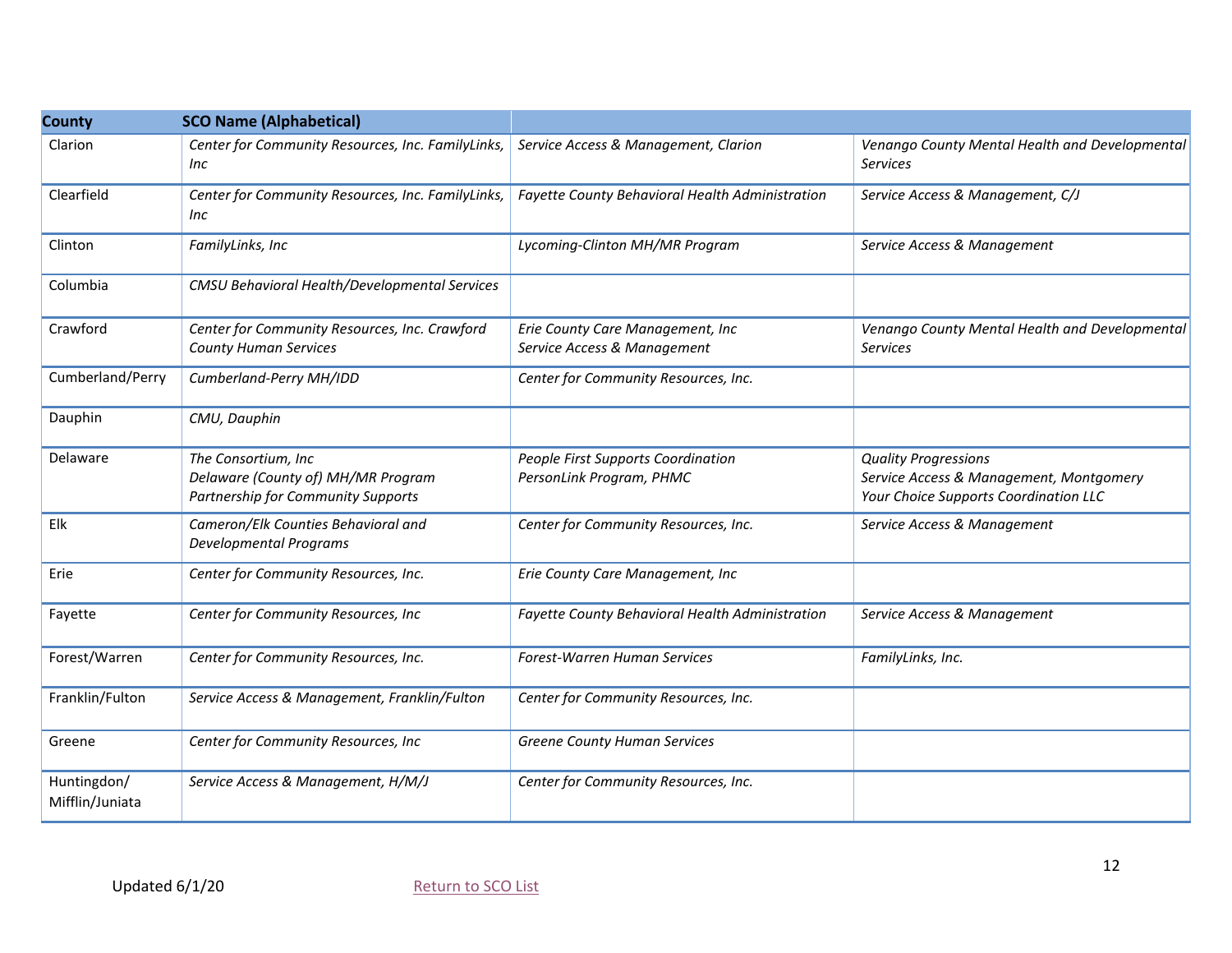| County | SCO Name (Alphabetical) | | |
|---|---|---|---|
| Clarion | *Center for Community Resources, Inc. FamilyLinks, Inc* | *Service Access & Management, Clarion* | *Venango County Mental Health and Developmental Services* |
| Clearfield | *Center for Community Resources, Inc. FamilyLinks, Inc* | *Fayette County Behavioral Health Administration* | *Service Access & Management, C/J* |
| Clinton | *FamilyLinks, Inc* | *Lycoming-Clinton MH/MR Program* | *Service Access & Management* |
| Columbia | *CMSU Behavioral Health/Developmental Services* | | |
| Crawford | *Center for Community Resources, Inc. Crawford County Human Services* | *Erie County Care Management, Inc*<br>*Service Access & Management* | *Venango County Mental Health and Developmental Services* |
| Cumberland/Perry | *Cumberland-Perry MH/IDD* | *Center for Community Resources, Inc.* | |
| Dauphin | *CMU, Dauphin* | | |
| Delaware | *The Consortium, Inc*<br>*Delaware (County of) MH/MR Program*<br>*Partnership for Community Supports* | *People First Supports Coordination*<br>*PersonLink Program, PHMC* | *Quality Progressions*<br>*Service Access & Management, Montgomery*<br>*Your Choice Supports Coordination LLC* |
| Elk | *Cameron/Elk Counties Behavioral and Developmental Programs* | *Center for Community Resources, Inc.* | *Service Access & Management* |
| Erie | *Center for Community Resources, Inc.* | *Erie County Care Management, Inc* | |
| Fayette | *Center for Community Resources, Inc* | *Fayette County Behavioral Health Administration* | *Service Access & Management* |
| Forest/Warren | *Center for Community Resources, Inc.* | *Forest-Warren Human Services* | *FamilyLinks, Inc.* |
| Franklin/Fulton | *Service Access & Management, Franklin/Fulton* | *Center for Community Resources, Inc.* | |
| Greene | *Center for Community Resources, Inc* | *Greene County Human Services* | |
| Huntingdon/ Mifflin/Juniata | *Service Access & Management, H/M/J* | *Center for Community Resources, Inc.* | |

Updated 6/1/20

Return to SCO List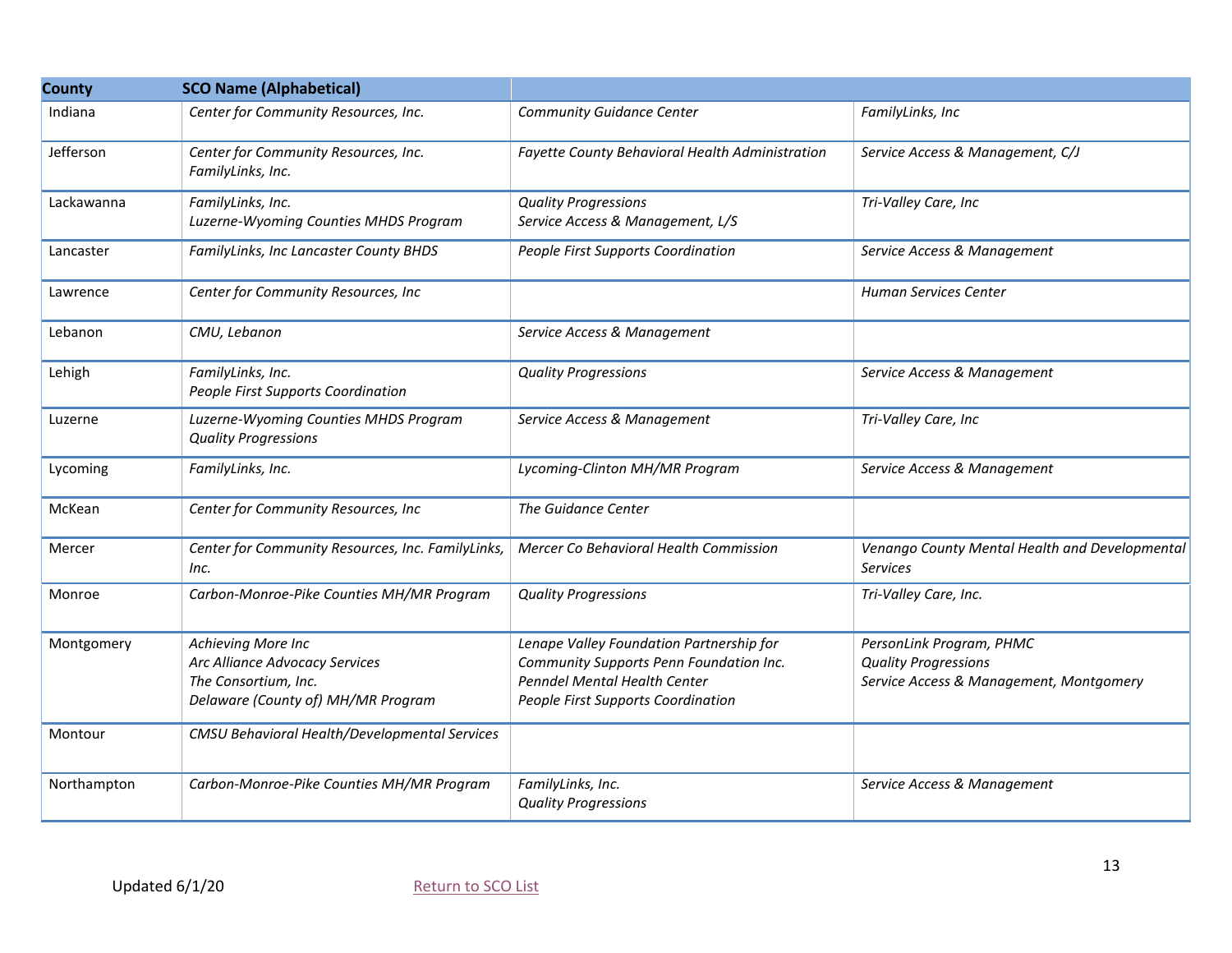| County | SCO Name (Alphabetical) | | |
|---|---|---|---|
| Indiana | *Center for Community Resources, Inc.* | *Community Guidance Center* | *FamilyLinks, Inc* |
| Jefferson | *Center for Community Resources, Inc.*<br>*FamilyLinks, Inc.* | *Fayette County Behavioral Health Administration* | *Service Access & Management, C/J* |
| Lackawanna | *FamilyLinks, Inc.*<br>*Luzerne-Wyoming Counties MHDS Program* | *Quality Progressions*<br>*Service Access & Management, L/S* | *Tri-Valley Care, Inc* |
| Lancaster | *FamilyLinks, Inc Lancaster County BHDS* | *People First Supports Coordination* | *Service Access & Management* |
| Lawrence | *Center for Community Resources, Inc* | | *Human Services Center* |
| Lebanon | *CMU, Lebanon* | *Service Access & Management* | |
| Lehigh | *FamilyLinks, Inc.*<br>*People First Supports Coordination* | *Quality Progressions* | *Service Access & Management* |
| Luzerne | *Luzerne-Wyoming Counties MHDS Program*<br>*Quality Progressions* | *Service Access & Management* | *Tri-Valley Care, Inc* |
| Lycoming | *FamilyLinks, Inc.* | *Lycoming-Clinton MH/MR Program* | *Service Access & Management* |
| McKean | *Center for Community Resources, Inc* | *The Guidance Center* | |
| Mercer | *Center for Community Resources, Inc. FamilyLinks, Inc.* | *Mercer Co Behavioral Health Commission* | *Venango County Mental Health and Developmental Services* |
| Monroe | *Carbon-Monroe-Pike Counties MH/MR Program* | *Quality Progressions* | *Tri-Valley Care, Inc.* |
| Montgomery | *Achieving More Inc*<br>*Arc Alliance Advocacy Services*<br>*The Consortium, Inc.*<br>*Delaware (County of) MH/MR Program* | *Lenape Valley Foundation Partnership for Community Supports Penn Foundation Inc.*<br>*Penndel Mental Health Center*<br>*People First Supports Coordination* | *PersonLink Program, PHMC*<br>*Quality Progressions*<br>*Service Access & Management, Montgomery* |
| Montour | *CMSU Behavioral Health/Developmental Services* | | |
| Northampton | *Carbon-Monroe-Pike Counties MH/MR Program* | *FamilyLinks, Inc.*<br>*Quality Progressions* | *Service Access & Management* |

Updated 6/1/20

Return to SCO List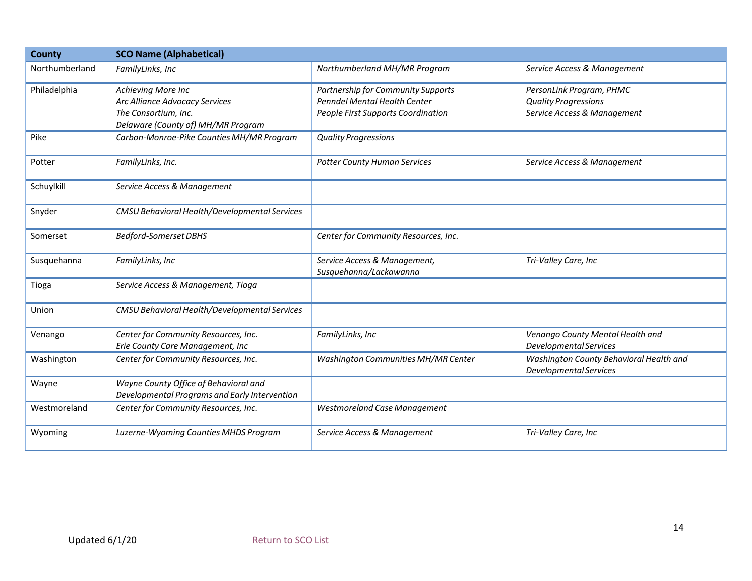| County | SCO Name (Alphabetical) | | |
|---|---|---|---|
| Northumberland | *FamilyLinks, Inc* | *Northumberland MH/MR Program* | *Service Access & Management* |
| Philadelphia | *Achieving More Inc*<br>*Arc Alliance Advocacy Services*<br>*The Consortium, Inc.*<br>*Delaware (County of) MH/MR Program* | *Partnership for Community Supports*<br>*Penndel Mental Health Center*<br>*People First Supports Coordination* | *PersonLink Program, PHMC*<br>*Quality Progressions*<br>*Service Access & Management* |
| Pike | *Carbon-Monroe-Pike Counties MH/MR Program* | *Quality Progressions* | |
| Potter | *FamilyLinks, Inc.* | *Potter County Human Services* | *Service Access & Management* |
| Schuylkill | *Service Access & Management* | | |
| Snyder | *CMSU Behavioral Health/Developmental Services* | | |
| Somerset | *Bedford-Somerset DBHS* | *Center for Community Resources, Inc.* | |
| Susquehanna | *FamilyLinks, Inc* | *Service Access & Management, Susquehanna/Lackawanna* | *Tri-Valley Care, Inc* |
| Tioga | *Service Access & Management, Tioga* | | |
| Union | *CMSU Behavioral Health/Developmental Services* | | |
| Venango | *Center for Community Resources, Inc.*<br>*Erie County Care Management, Inc* | *FamilyLinks, Inc* | *Venango County Mental Health and Developmental Services* |
| Washington | *Center for Community Resources, Inc.* | *Washington Communities MH/MR Center* | *Washington County Behavioral Health and Developmental Services* |
| Wayne | *Wayne County Office of Behavioral and Developmental Programs and Early Intervention* | | |
| Westmoreland | *Center for Community Resources, Inc.* | *Westmoreland Case Management* | |
| Wyoming | *Luzerne-Wyoming Counties MHDS Program* | *Service Access & Management* | *Tri-Valley Care, Inc* |

Updated 6/1/20 Return to SCO List